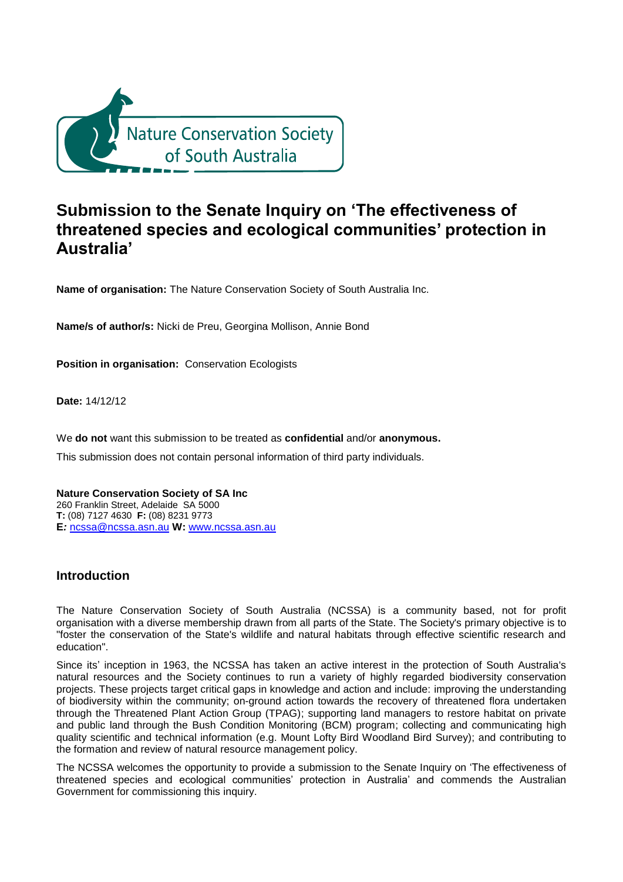Nature Conservation Society of South Australia

# Submission to the Senate Inquiry on 'The effectiveness of threatened species and ecological communities' protection in Australia'

**Name of organisation:** The Nature Conservation Society of South Australia Inc.

**Name/s of author/s:** Nicki de Preu, Georgina Mollison, Annie Bond

**Position in organisation:** Conservation Ecologists

**Date:** 14/12/12

We **do not** want this submission to be treated as **confidential** and/or **anonymous.**

This submission does not contain personal information of third party individuals.

**Nature Conservation Society of SA Inc**
260 Franklin Street, Adelaide SA 5000
**T:** (08) 7127 4630 **F:** (08) 8231 9773
**E:** ncssa@ncssa.asn.au **W:** www.ncssa.asn.au

## Introduction

The Nature Conservation Society of South Australia (NCSSA) is a community based, not for profit organisation with a diverse membership drawn from all parts of the State. The Society's primary objective is to "foster the conservation of the State's wildlife and natural habitats through effective scientific research and education".

Since its' inception in 1963, the NCSSA has taken an active interest in the protection of South Australia's natural resources and the Society continues to run a variety of highly regarded biodiversity conservation projects. These projects target critical gaps in knowledge and action and include: improving the understanding of biodiversity within the community; on-ground action towards the recovery of threatened flora undertaken through the Threatened Plant Action Group (TPAG); supporting land managers to restore habitat on private and public land through the Bush Condition Monitoring (BCM) program; collecting and communicating high quality scientific and technical information (e.g. Mount Lofty Bird Woodland Bird Survey); and contributing to the formation and review of natural resource management policy.

The NCSSA welcomes the opportunity to provide a submission to the Senate Inquiry on 'The effectiveness of threatened species and ecological communities' protection in Australia' and commends the Australian Government for commissioning this inquiry.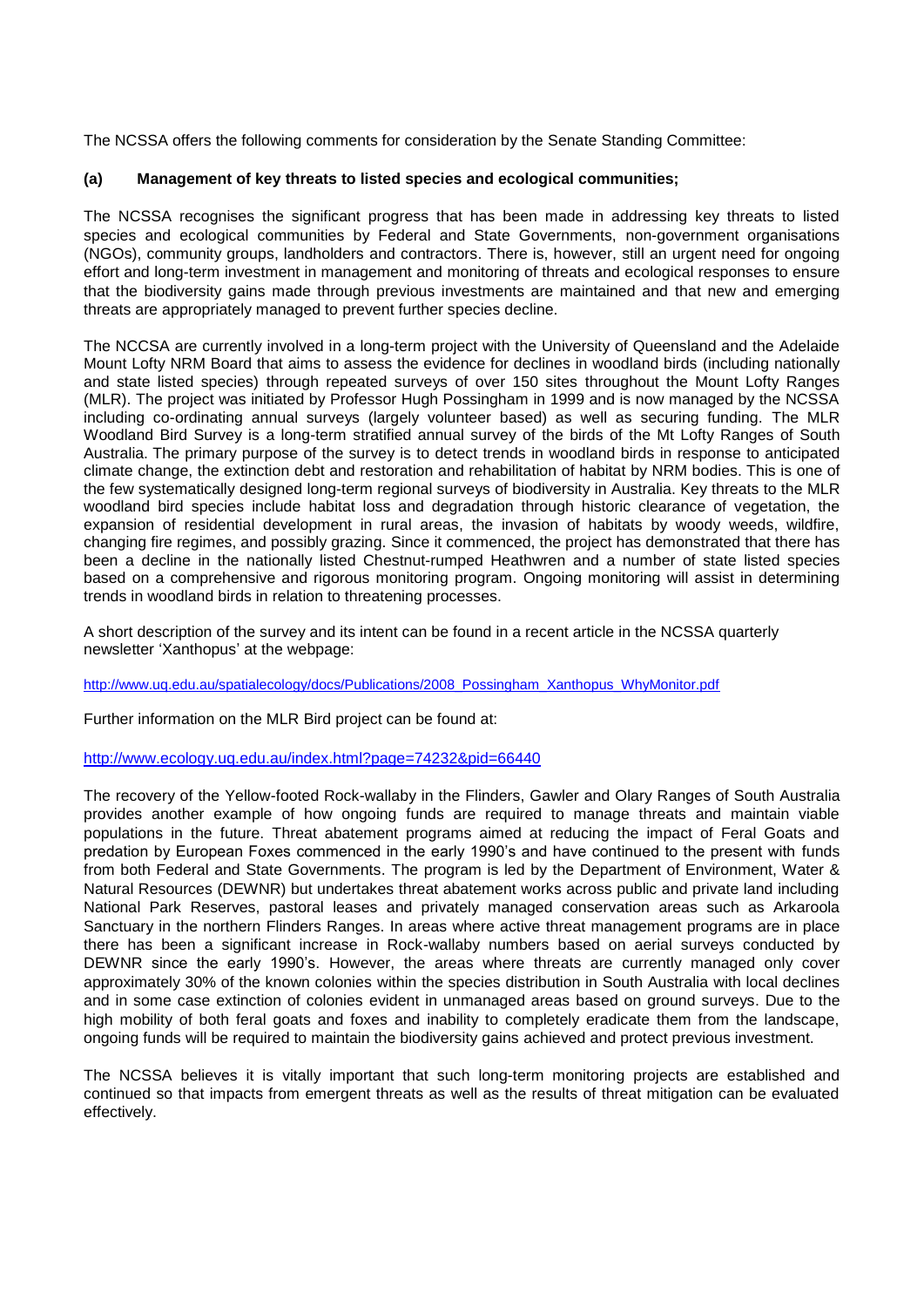The NCSSA offers the following comments for consideration by the Senate Standing Committee:

**(a) Management of key threats to listed species and ecological communities;**

The NCSSA recognises the significant progress that has been made in addressing key threats to listed species and ecological communities by Federal and State Governments, non-government organisations (NGOs), community groups, landholders and contractors. There is, however, still an urgent need for ongoing effort and long-term investment in management and monitoring of threats and ecological responses to ensure that the biodiversity gains made through previous investments are maintained and that new and emerging threats are appropriately managed to prevent further species decline.

The NCCSA are currently involved in a long-term project with the University of Queensland and the Adelaide Mount Lofty NRM Board that aims to assess the evidence for declines in woodland birds (including nationally and state listed species) through repeated surveys of over 150 sites throughout the Mount Lofty Ranges (MLR). The project was initiated by Professor Hugh Possingham in 1999 and is now managed by the NCSSA including co-ordinating annual surveys (largely volunteer based) as well as securing funding. The MLR Woodland Bird Survey is a long-term stratified annual survey of the birds of the Mt Lofty Ranges of South Australia. The primary purpose of the survey is to detect trends in woodland birds in response to anticipated climate change, the extinction debt and restoration and rehabilitation of habitat by NRM bodies. This is one of the few systematically designed long-term regional surveys of biodiversity in Australia. Key threats to the MLR woodland bird species include habitat loss and degradation through historic clearance of vegetation, the expansion of residential development in rural areas, the invasion of habitats by woody weeds, wildfire, changing fire regimes, and possibly grazing. Since it commenced, the project has demonstrated that there has been a decline in the nationally listed Chestnut-rumped Heathwren and a number of state listed species based on a comprehensive and rigorous monitoring program. Ongoing monitoring will assist in determining trends in woodland birds in relation to threatening processes.

A short description of the survey and its intent can be found in a recent article in the NCSSA quarterly newsletter 'Xanthopus' at the webpage:

http://www.uq.edu.au/spatialecology/docs/Publications/2008_Possingham_Xanthopus_WhyMonitor.pdf

Further information on the MLR Bird project can be found at:

http://www.ecology.uq.edu.au/index.html?page=74232&pid=66440

The recovery of the Yellow-footed Rock-wallaby in the Flinders, Gawler and Olary Ranges of South Australia provides another example of how ongoing funds are required to manage threats and maintain viable populations in the future. Threat abatement programs aimed at reducing the impact of Feral Goats and predation by European Foxes commenced in the early 1990's and have continued to the present with funds from both Federal and State Governments. The program is led by the Department of Environment, Water & Natural Resources (DEWNR) but undertakes threat abatement works across public and private land including National Park Reserves, pastoral leases and privately managed conservation areas such as Arkaroola Sanctuary in the northern Flinders Ranges. In areas where active threat management programs are in place there has been a significant increase in Rock-wallaby numbers based on aerial surveys conducted by DEWNR since the early 1990's. However, the areas where threats are currently managed only cover approximately 30% of the known colonies within the species distribution in South Australia with local declines and in some case extinction of colonies evident in unmanaged areas based on ground surveys. Due to the high mobility of both feral goats and foxes and inability to completely eradicate them from the landscape, ongoing funds will be required to maintain the biodiversity gains achieved and protect previous investment.

The NCSSA believes it is vitally important that such long-term monitoring projects are established and continued so that impacts from emergent threats as well as the results of threat mitigation can be evaluated effectively.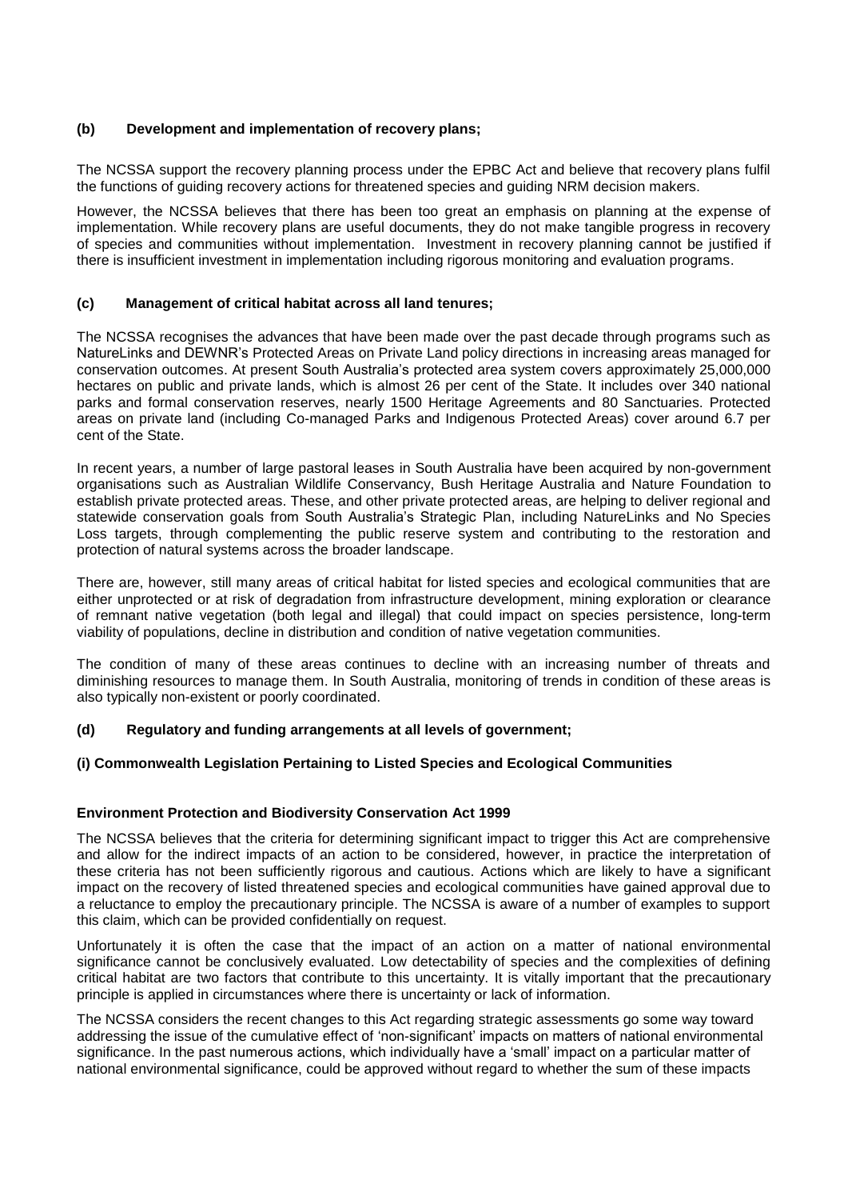### (b) Development and implementation of recovery plans;

The NCSSA support the recovery planning process under the EPBC Act and believe that recovery plans fulfil the functions of guiding recovery actions for threatened species and guiding NRM decision makers.

However, the NCSSA believes that there has been too great an emphasis on planning at the expense of implementation. While recovery plans are useful documents, they do not make tangible progress in recovery of species and communities without implementation. Investment in recovery planning cannot be justified if there is insufficient investment in implementation including rigorous monitoring and evaluation programs.

### (c) Management of critical habitat across all land tenures;

The NCSSA recognises the advances that have been made over the past decade through programs such as NatureLinks and DEWNR's Protected Areas on Private Land policy directions in increasing areas managed for conservation outcomes. At present South Australia's protected area system covers approximately 25,000,000 hectares on public and private lands, which is almost 26 per cent of the State. It includes over 340 national parks and formal conservation reserves, nearly 1500 Heritage Agreements and 80 Sanctuaries. Protected areas on private land (including Co-managed Parks and Indigenous Protected Areas) cover around 6.7 per cent of the State.

In recent years, a number of large pastoral leases in South Australia have been acquired by non-government organisations such as Australian Wildlife Conservancy, Bush Heritage Australia and Nature Foundation to establish private protected areas. These, and other private protected areas, are helping to deliver regional and statewide conservation goals from South Australia's Strategic Plan, including NatureLinks and No Species Loss targets, through complementing the public reserve system and contributing to the restoration and protection of natural systems across the broader landscape.

There are, however, still many areas of critical habitat for listed species and ecological communities that are either unprotected or at risk of degradation from infrastructure development, mining exploration or clearance of remnant native vegetation (both legal and illegal) that could impact on species persistence, long-term viability of populations, decline in distribution and condition of native vegetation communities.

The condition of many of these areas continues to decline with an increasing number of threats and diminishing resources to manage them. In South Australia, monitoring of trends in condition of these areas is also typically non-existent or poorly coordinated.

### (d) Regulatory and funding arrangements at all levels of government;

#### (i) Commonwealth Legislation Pertaining to Listed Species and Ecological Communities

**Environment Protection and Biodiversity Conservation Act 1999**

The NCSSA believes that the criteria for determining significant impact to trigger this Act are comprehensive and allow for the indirect impacts of an action to be considered, however, in practice the interpretation of these criteria has not been sufficiently rigorous and cautious. Actions which are likely to have a significant impact on the recovery of listed threatened species and ecological communities have gained approval due to a reluctance to employ the precautionary principle. The NCSSA is aware of a number of examples to support this claim, which can be provided confidentially on request.

Unfortunately it is often the case that the impact of an action on a matter of national environmental significance cannot be conclusively evaluated. Low detectability of species and the complexities of defining critical habitat are two factors that contribute to this uncertainty. It is vitally important that the precautionary principle is applied in circumstances where there is uncertainty or lack of information.

The NCSSA considers the recent changes to this Act regarding strategic assessments go some way toward addressing the issue of the cumulative effect of 'non-significant' impacts on matters of national environmental significance. In the past numerous actions, which individually have a 'small' impact on a particular matter of national environmental significance, could be approved without regard to whether the sum of these impacts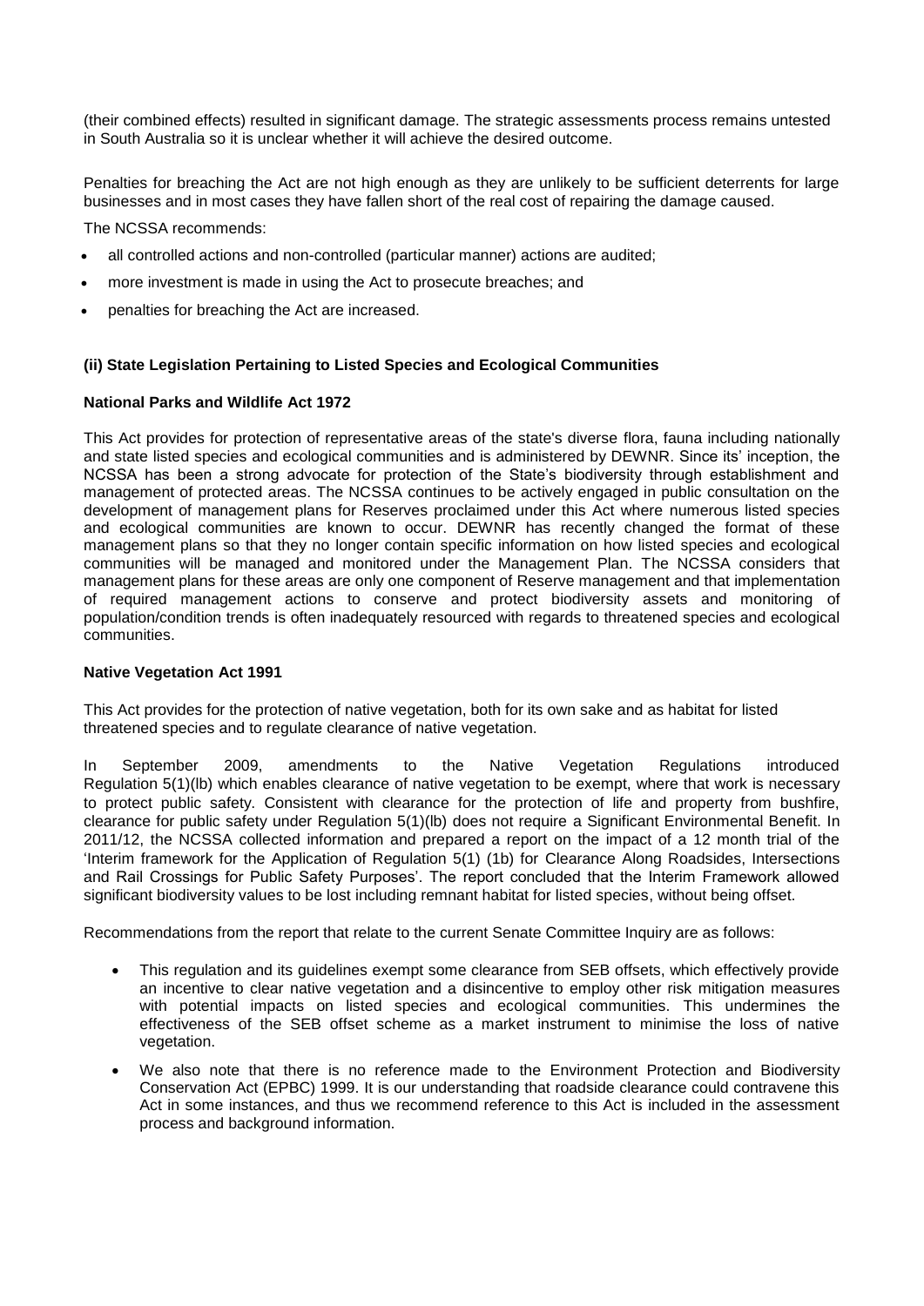(their combined effects) resulted in significant damage. The strategic assessments process remains untested in South Australia so it is unclear whether it will achieve the desired outcome.

Penalties for breaching the Act are not high enough as they are unlikely to be sufficient deterrents for large businesses and in most cases they have fallen short of the real cost of repairing the damage caused.

The NCSSA recommends:

- all controlled actions and non-controlled (particular manner) actions are audited;
- more investment is made in using the Act to prosecute breaches; and
- penalties for breaching the Act are increased.

### (ii) State Legislation Pertaining to Listed Species and Ecological Communities

#### National Parks and Wildlife Act 1972

This Act provides for protection of representative areas of the state's diverse flora, fauna including nationally and state listed species and ecological communities and is administered by DEWNR. Since its' inception, the NCSSA has been a strong advocate for protection of the State's biodiversity through establishment and management of protected areas. The NCSSA continues to be actively engaged in public consultation on the development of management plans for Reserves proclaimed under this Act where numerous listed species and ecological communities are known to occur. DEWNR has recently changed the format of these management plans so that they no longer contain specific information on how listed species and ecological communities will be managed and monitored under the Management Plan. The NCSSA considers that management plans for these areas are only one component of Reserve management and that implementation of required management actions to conserve and protect biodiversity assets and monitoring of population/condition trends is often inadequately resourced with regards to threatened species and ecological communities.

#### Native Vegetation Act 1991

This Act provides for the protection of native vegetation, both for its own sake and as habitat for listed threatened species and to regulate clearance of native vegetation.

In September 2009, amendments to the Native Vegetation Regulations introduced Regulation 5(1)(lb) which enables clearance of native vegetation to be exempt, where that work is necessary to protect public safety. Consistent with clearance for the protection of life and property from bushfire, clearance for public safety under Regulation 5(1)(lb) does not require a Significant Environmental Benefit. In 2011/12, the NCSSA collected information and prepared a report on the impact of a 12 month trial of the 'Interim framework for the Application of Regulation 5(1) (1b) for Clearance Along Roadsides, Intersections and Rail Crossings for Public Safety Purposes'. The report concluded that the Interim Framework allowed significant biodiversity values to be lost including remnant habitat for listed species, without being offset.

Recommendations from the report that relate to the current Senate Committee Inquiry are as follows:

- This regulation and its guidelines exempt some clearance from SEB offsets, which effectively provide an incentive to clear native vegetation and a disincentive to employ other risk mitigation measures with potential impacts on listed species and ecological communities. This undermines the effectiveness of the SEB offset scheme as a market instrument to minimise the loss of native vegetation.
- We also note that there is no reference made to the Environment Protection and Biodiversity Conservation Act (EPBC) 1999. It is our understanding that roadside clearance could contravene this Act in some instances, and thus we recommend reference to this Act is included in the assessment process and background information.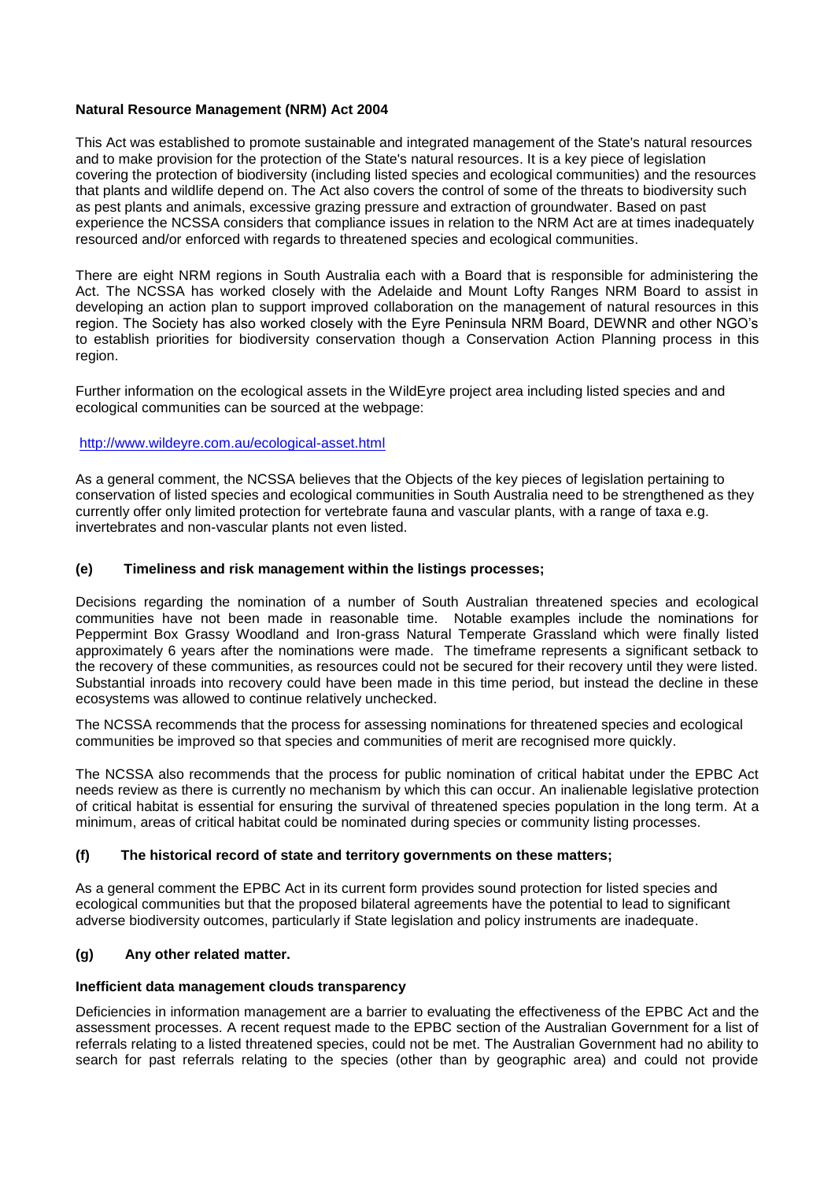**Natural Resource Management (NRM) Act 2004**

This Act was established to promote sustainable and integrated management of the State's natural resources and to make provision for the protection of the State's natural resources. It is a key piece of legislation covering the protection of biodiversity (including listed species and ecological communities) and the resources that plants and wildlife depend on. The Act also covers the control of some of the threats to biodiversity such as pest plants and animals, excessive grazing pressure and extraction of groundwater. Based on past experience the NCSSA considers that compliance issues in relation to the NRM Act are at times inadequately resourced and/or enforced with regards to threatened species and ecological communities.

There are eight NRM regions in South Australia each with a Board that is responsible for administering the Act. The NCSSA has worked closely with the Adelaide and Mount Lofty Ranges NRM Board to assist in developing an action plan to support improved collaboration on the management of natural resources in this region. The Society has also worked closely with the Eyre Peninsula NRM Board, DEWNR and other NGO's to establish priorities for biodiversity conservation though a Conservation Action Planning process in this region.

Further information on the ecological assets in the WildEyre project area including listed species and and ecological communities can be sourced at the webpage:

http://www.wildeyre.com.au/ecological-asset.html

As a general comment, the NCSSA believes that the Objects of the key pieces of legislation pertaining to conservation of listed species and ecological communities in South Australia need to be strengthened as they currently offer only limited protection for vertebrate fauna and vascular plants, with a range of taxa e.g. invertebrates and non-vascular plants not even listed.

### (e) Timeliness and risk management within the listings processes;

Decisions regarding the nomination of a number of South Australian threatened species and ecological communities have not been made in reasonable time. Notable examples include the nominations for Peppermint Box Grassy Woodland and Iron-grass Natural Temperate Grassland which were finally listed approximately 6 years after the nominations were made. The timeframe represents a significant setback to the recovery of these communities, as resources could not be secured for their recovery until they were listed. Substantial inroads into recovery could have been made in this time period, but instead the decline in these ecosystems was allowed to continue relatively unchecked.

The NCSSA recommends that the process for assessing nominations for threatened species and ecological communities be improved so that species and communities of merit are recognised more quickly.

The NCSSA also recommends that the process for public nomination of critical habitat under the EPBC Act needs review as there is currently no mechanism by which this can occur. An inalienable legislative protection of critical habitat is essential for ensuring the survival of threatened species population in the long term. At a minimum, areas of critical habitat could be nominated during species or community listing processes.

### (f) The historical record of state and territory governments on these matters;

As a general comment the EPBC Act in its current form provides sound protection for listed species and ecological communities but that the proposed bilateral agreements have the potential to lead to significant adverse biodiversity outcomes, particularly if State legislation and policy instruments are inadequate.

### (g) Any other related matter.

**Inefficient data management clouds transparency**

Deficiencies in information management are a barrier to evaluating the effectiveness of the EPBC Act and the assessment processes. A recent request made to the EPBC section of the Australian Government for a list of referrals relating to a listed threatened species, could not be met. The Australian Government had no ability to search for past referrals relating to the species (other than by geographic area) and could not provide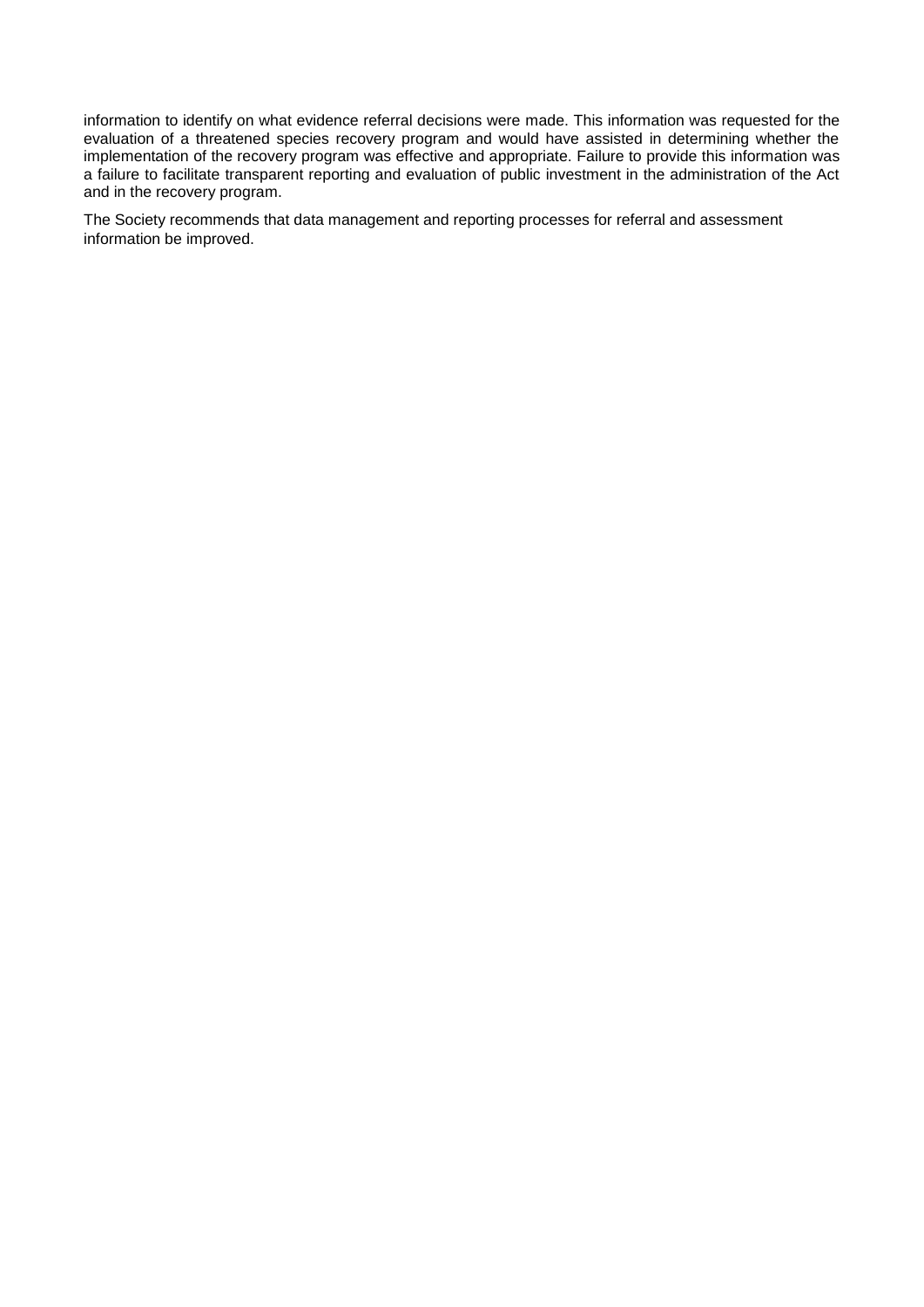information to identify on what evidence referral decisions were made. This information was requested for the evaluation of a threatened species recovery program and would have assisted in determining whether the implementation of the recovery program was effective and appropriate. Failure to provide this information was a failure to facilitate transparent reporting and evaluation of public investment in the administration of the Act and in the recovery program.

The Society recommends that data management and reporting processes for referral and assessment information be improved.